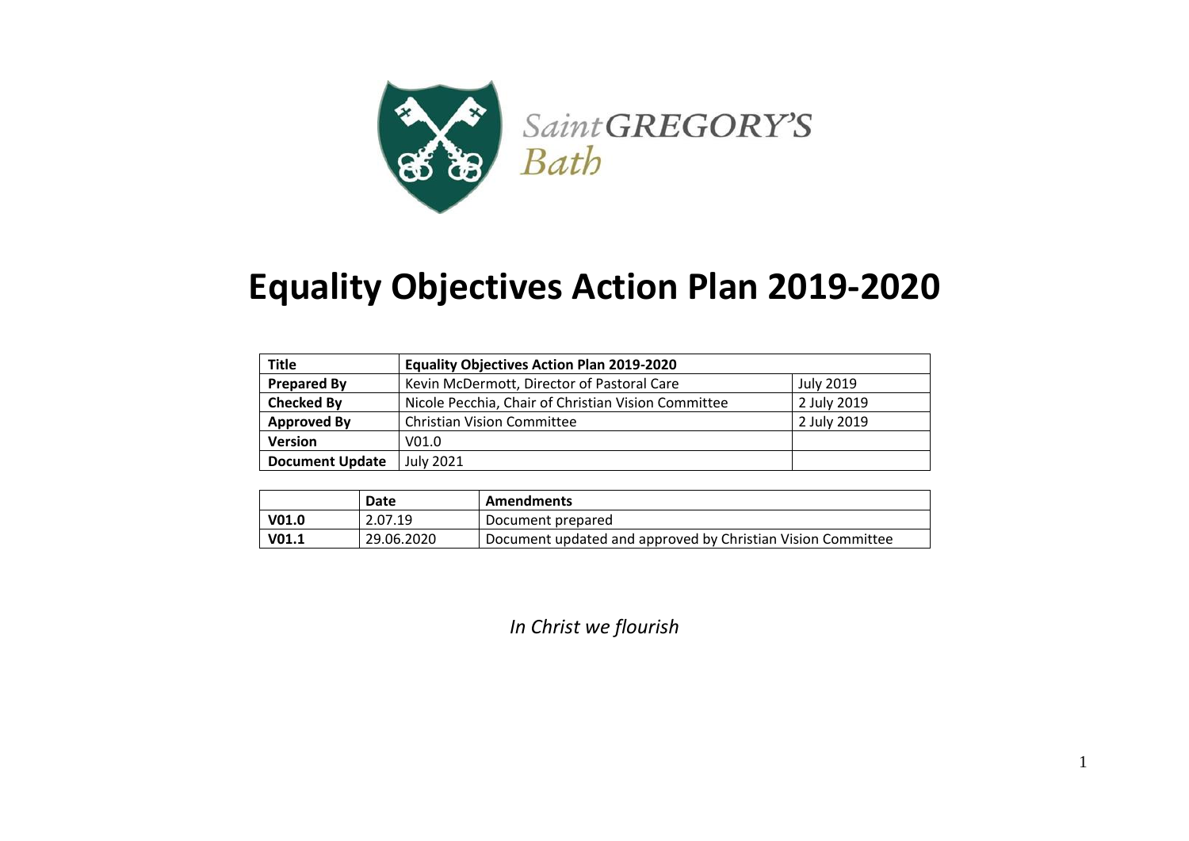Saint GREGORY'S
Bath

# Equality Objectives Action Plan 2019-2020

| **Title** | **Equality Objectives Action Plan 2019-2020** | |
|---|---|---|
| **Prepared By** | Kevin McDermott, Director of Pastoral Care | July 2019 |
| **Checked By** | Nicole Pecchia, Chair of Christian Vision Committee | 2 July 2019 |
| **Approved By** | Christian Vision Committee | 2 July 2019 |
| **Version** | V01.0 | |
| **Document Update** | July 2021 | |

| | **Date** | **Amendments** |
|---|---|---|
| **V01.0** | 2.07.19 | Document prepared |
| **V01.1** | 29.06.2020 | Document updated and approved by Christian Vision Committee |

*In Christ we flourish*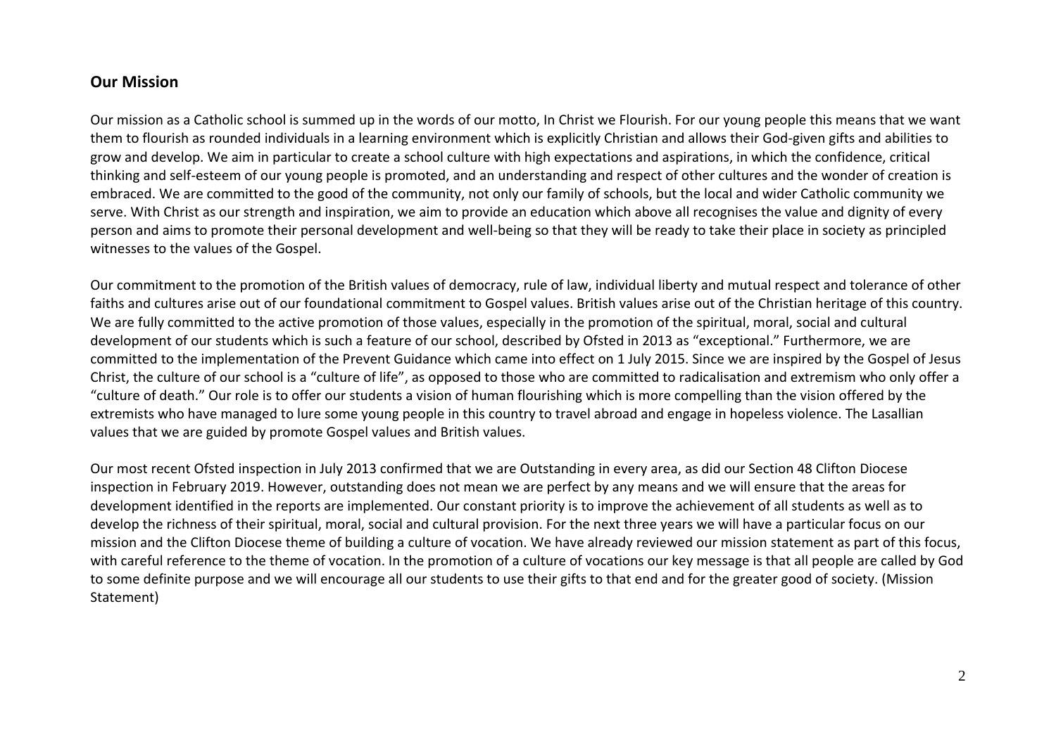## Our Mission

Our mission as a Catholic school is summed up in the words of our motto, In Christ we Flourish. For our young people this means that we want them to flourish as rounded individuals in a learning environment which is explicitly Christian and allows their God-given gifts and abilities to grow and develop. We aim in particular to create a school culture with high expectations and aspirations, in which the confidence, critical thinking and self-esteem of our young people is promoted, and an understanding and respect of other cultures and the wonder of creation is embraced. We are committed to the good of the community, not only our family of schools, but the local and wider Catholic community we serve. With Christ as our strength and inspiration, we aim to provide an education which above all recognises the value and dignity of every person and aims to promote their personal development and well-being so that they will be ready to take their place in society as principled witnesses to the values of the Gospel.

Our commitment to the promotion of the British values of democracy, rule of law, individual liberty and mutual respect and tolerance of other faiths and cultures arise out of our foundational commitment to Gospel values. British values arise out of the Christian heritage of this country. We are fully committed to the active promotion of those values, especially in the promotion of the spiritual, moral, social and cultural development of our students which is such a feature of our school, described by Ofsted in 2013 as "exceptional." Furthermore, we are committed to the implementation of the Prevent Guidance which came into effect on 1 July 2015. Since we are inspired by the Gospel of Jesus Christ, the culture of our school is a "culture of life", as opposed to those who are committed to radicalisation and extremism who only offer a "culture of death." Our role is to offer our students a vision of human flourishing which is more compelling than the vision offered by the extremists who have managed to lure some young people in this country to travel abroad and engage in hopeless violence. The Lasallian values that we are guided by promote Gospel values and British values.

Our most recent Ofsted inspection in July 2013 confirmed that we are Outstanding in every area, as did our Section 48 Clifton Diocese inspection in February 2019. However, outstanding does not mean we are perfect by any means and we will ensure that the areas for development identified in the reports are implemented. Our constant priority is to improve the achievement of all students as well as to develop the richness of their spiritual, moral, social and cultural provision. For the next three years we will have a particular focus on our mission and the Clifton Diocese theme of building a culture of vocation. We have already reviewed our mission statement as part of this focus, with careful reference to the theme of vocation. In the promotion of a culture of vocations our key message is that all people are called by God to some definite purpose and we will encourage all our students to use their gifts to that end and for the greater good of society. (Mission Statement)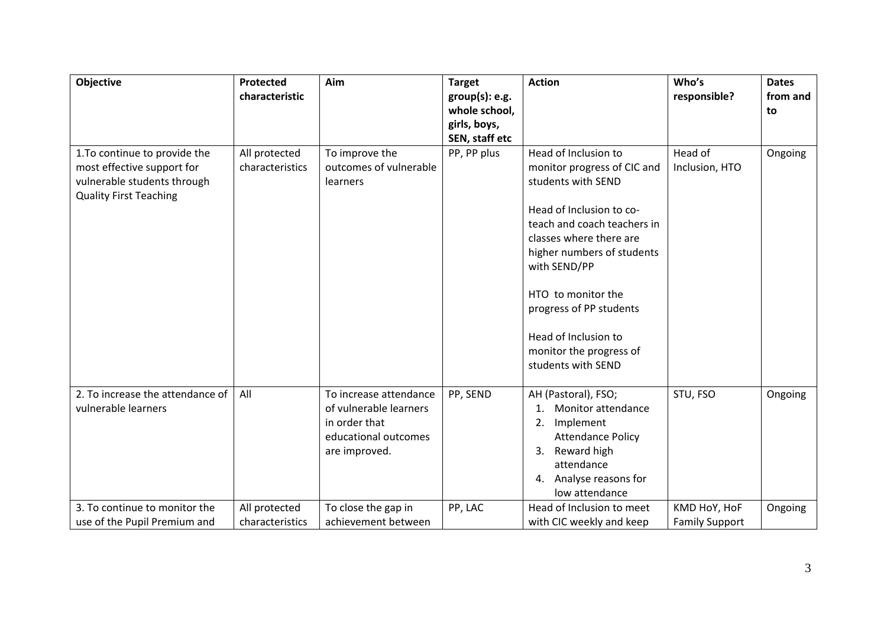| Objective | Protected characteristic | Aim | Target group(s): e.g. whole school, girls, boys, SEN, staff etc | Action | Who's responsible? | Dates from and to |
|---|---|---|---|---|---|---|
| 1.To continue to provide the most effective support for vulnerable students through Quality First Teaching | All protected characteristics | To improve the outcomes of vulnerable learners | PP, PP plus | Head of Inclusion to monitor progress of CIC and students with SEND<br><br>Head of Inclusion to co-teach and coach teachers in classes where there are higher numbers of students with SEND/PP<br><br>HTO to monitor the progress of PP students<br><br>Head of Inclusion to monitor the progress of students with SEND | Head of Inclusion, HTO | Ongoing |
| 2. To increase the attendance of vulnerable learners | All | To increase attendance of vulnerable learners in order that educational outcomes are improved. | PP, SEND | AH (Pastoral), FSO;<br>1. Monitor attendance<br>2. Implement Attendance Policy<br>3. Reward high attendance<br>4. Analyse reasons for low attendance | STU, FSO | Ongoing |
| 3. To continue to monitor the use of the Pupil Premium and | All protected characteristics | To close the gap in achievement between | PP, LAC | Head of Inclusion to meet with CIC weekly and keep | KMD HoY, HoF Family Support | Ongoing |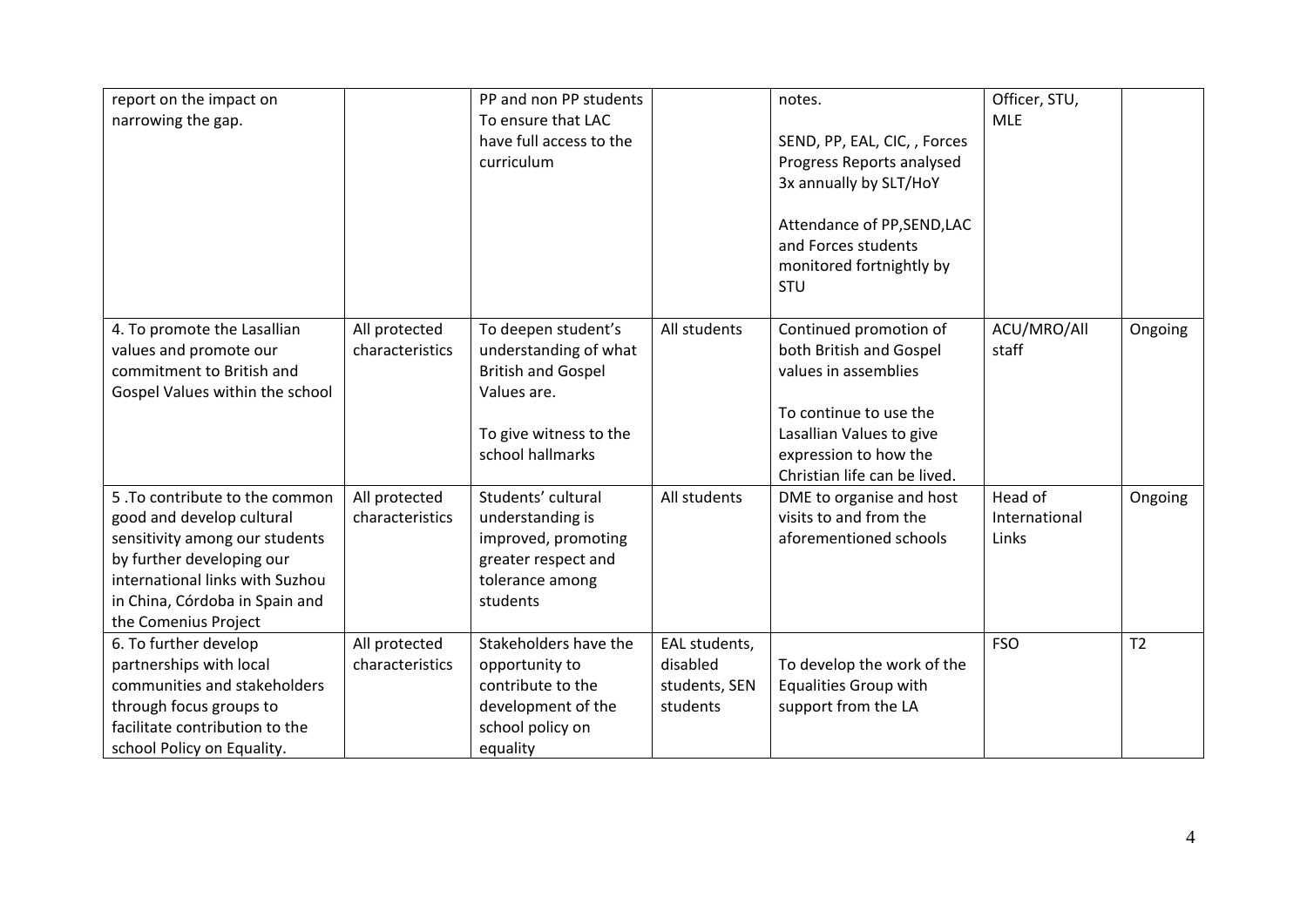| | | | | | | |
|---|---|---|---|---|---|---|
| report on the impact on narrowing the gap. | | PP and non PP students To ensure that LAC have full access to the curriculum | | notes.<br><br>SEND, PP, EAL, CIC, , Forces Progress Reports analysed 3x annually by SLT/HoY<br><br>Attendance of PP,SEND,LAC and Forces students monitored fortnightly by STU | Officer, STU, MLE | |
| 4. To promote the Lasallian values and promote our commitment to British and Gospel Values within the school | All protected characteristics | To deepen student's understanding of what British and Gospel Values are.<br><br>To give witness to the school hallmarks | All students | Continued promotion of both British and Gospel values in assemblies<br><br>To continue to use the Lasallian Values to give expression to how the Christian life can be lived. | ACU/MRO/All staff | Ongoing |
| 5 .To contribute to the common good and develop cultural sensitivity among our students by further developing our international links with Suzhou in China, Córdoba in Spain and the Comenius Project | All protected characteristics | Students' cultural understanding is improved, promoting greater respect and tolerance among students | All students | DME to organise and host visits to and from the aforementioned schools | Head of International Links | Ongoing |
| 6. To further develop partnerships with local communities and stakeholders through focus groups to facilitate contribution to the school Policy on Equality. | All protected characteristics | Stakeholders have the opportunity to contribute to the development of the school policy on equality | EAL students, disabled students, SEN students | To develop the work of the Equalities Group with support from the LA | FSO | T2 |